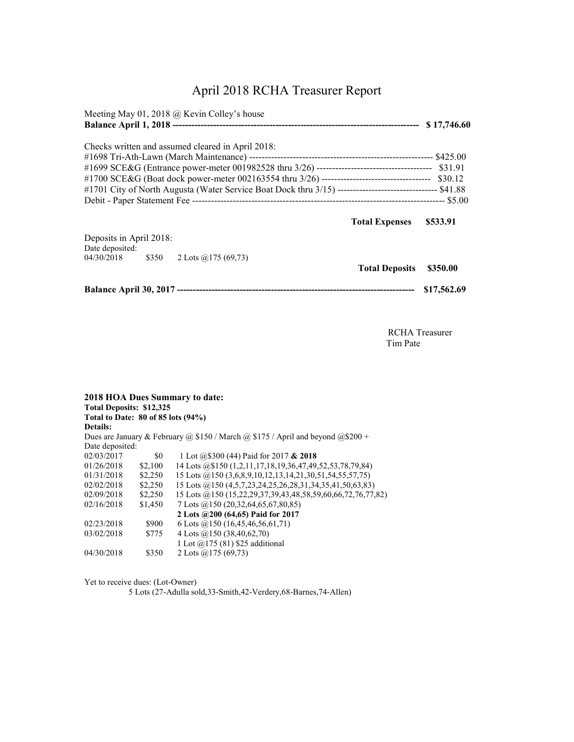# April 2018 RCHA Treasurer Report

Meeting May 01, 2018 @ Kevin Colley's house

**Balance April 1, 2018 ------------------------------------------------------------------------------ $ 17,746.60**

Checks written and assumed cleared in April 2018:

#1698 Tri-Ath-Lawn (March Maintenance) ---------------------------------------------------------- $425.00
#1699 SCE&G (Entrance power-meter 001982528 thru 3/26) ------------------------------------ $31.91
#1700 SCE&G (Boat dock power-meter 002163554 thru 3/26) ---------------------------------- $30.12
#1701 City of North Augusta (Water Service Boat Dock thru 3/15) ------------------------------- $41.88
Debit - Paper Statement Fee ------------------------------------------------------------------------------- $5.00

**Total Expenses $533.91**

Deposits in April 2018:
Date deposited:
04/30/2018 $350 2 Lots @175 (69,73)

**Total Deposits $350.00**

**Balance April 30, 2017 ------------------------------------------------------------------------ $17,562.69**

RCHA Treasurer
Tim Pate

**2018 HOA Dues Summary to date:**
**Total Deposits: $12,325**
**Total to Date: 80 of 85 lots (94%)**
**Details:**
Dues are January & February @ $150 / March @ $175 / April and beyond @$200 +

| Date deposited: | | |
|---|---|---|
| 02/03/2017 | $0 | 1 Lot @$300 (44) Paid for 2017 **& 2018** |
| 01/26/2018 | $2,100 | 14 Lots @$150 (1,2,11,17,18,19,36,47,49,52,53,78,79,84) |
| 01/31/2018 | $2,250 | 15 Lots @150 (3,6,8,9,10,12,13,14,21,30,51,54,55,57,75) |
| 02/02/2018 | $2,250 | 15 Lots @150 (4,5,7,23,24,25,26,28,31,34,35,41,50,63,83) |
| 02/09/2018 | $2,250 | 15 Lots @150 (15,22,29,37,39,43,48,58,59,60,66,72,76,77,82) |
| 02/16/2018 | $1,450 | 7 Lots @150 (20,32,64,65,67,80,85) |
| | | **2 Lots @200 (64,65) Paid for 2017** |
| 02/23/2018 | $900 | 6 Lots @150 (16,45,46,56,61,71) |
| 03/02/2018 | $775 | 4 Lots @150 (38,40,62,70) |
| | | 1 Lot @175 (81) $25 additional |
| 04/30/2018 | $350 | 2 Lots @175 (69,73) |

Yet to receive dues: (Lot-Owner)
5 Lots (27-Adulla sold,33-Smith,42-Verdery,68-Barnes,74-Allen)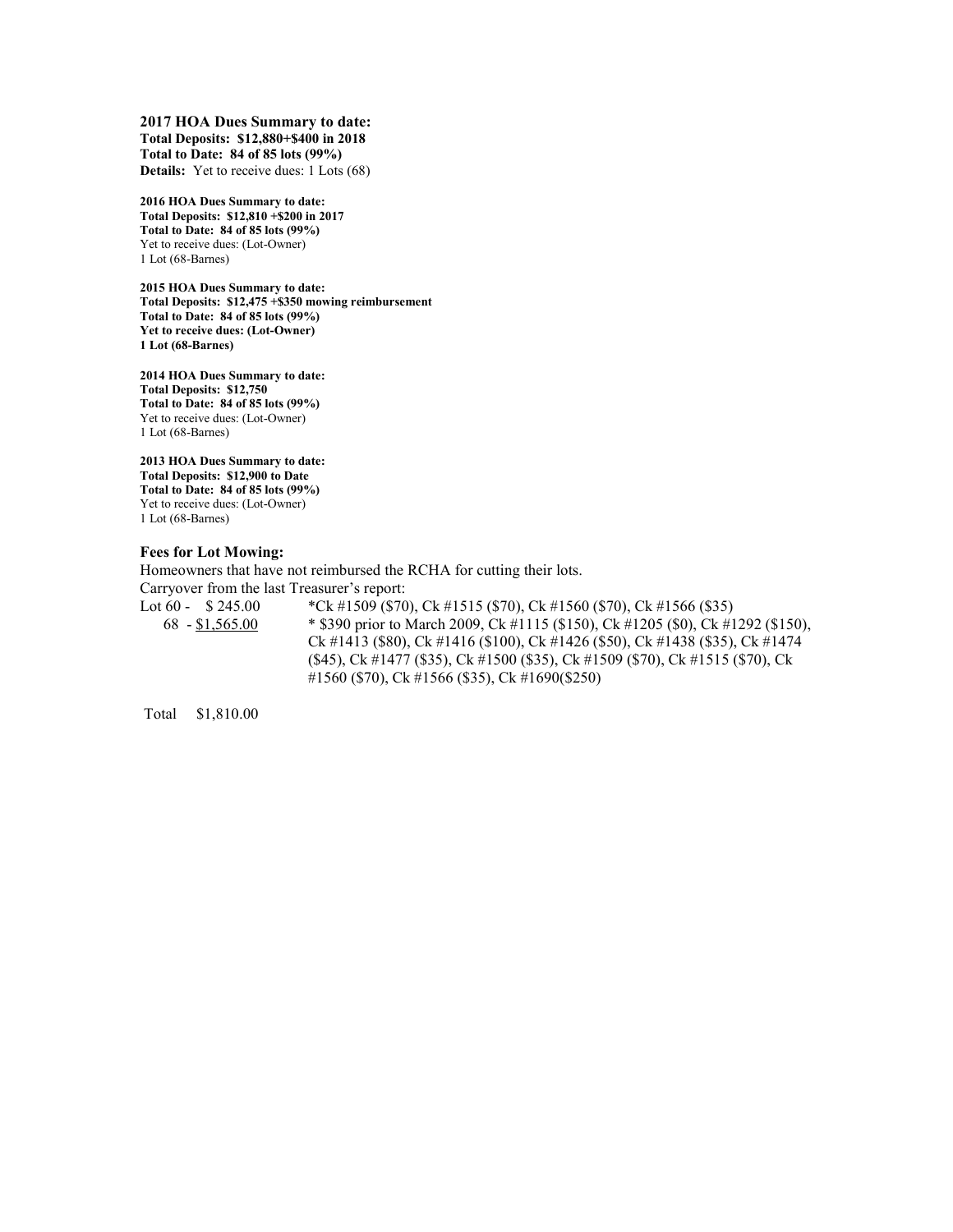**2017 HOA Dues Summary to date:**
**Total Deposits: $12,880+$400 in 2018**
**Total to Date: 84 of 85 lots (99%)**
**Details:** Yet to receive dues: 1 Lots (68)

**2016 HOA Dues Summary to date:**
**Total Deposits: $12,810 +$200 in 2017**
**Total to Date: 84 of 85 lots (99%)**
Yet to receive dues: (Lot-Owner)
1 Lot (68-Barnes)

**2015 HOA Dues Summary to date:**
**Total Deposits: $12,475 +$350 mowing reimbursement**
**Total to Date: 84 of 85 lots (99%)**
**Yet to receive dues: (Lot-Owner)**
**1 Lot (68-Barnes)**

**2014 HOA Dues Summary to date:**
**Total Deposits: $12,750**
**Total to Date: 84 of 85 lots (99%)**
Yet to receive dues: (Lot-Owner)
1 Lot (68-Barnes)

**2013 HOA Dues Summary to date:**
**Total Deposits: $12,900 to Date**
**Total to Date: 84 of 85 lots (99%)**
Yet to receive dues: (Lot-Owner)
1 Lot (68-Barnes)

### Fees for Lot Mowing:

Homeowners that have not reimbursed the RCHA for cutting their lots.
Carryover from the last Treasurer's report:

| | |
|---|---|
| Lot 60 - $ 245.00 | *Ck #1509 ($70), Ck #1515 ($70), Ck #1560 ($70), Ck #1566 ($35) |
| 68 - $1,565.00 | * $390 prior to March 2009, Ck #1115 ($150), Ck #1205 ($0), Ck #1292 ($150), Ck #1413 ($80), Ck #1416 ($100), Ck #1426 ($50), Ck #1438 ($35), Ck #1474 ($45), Ck #1477 ($35), Ck #1500 ($35), Ck #1509 ($70), Ck #1515 ($70), Ck #1560 ($70), Ck #1566 ($35), Ck #1690($250) |

Total $1,810.00